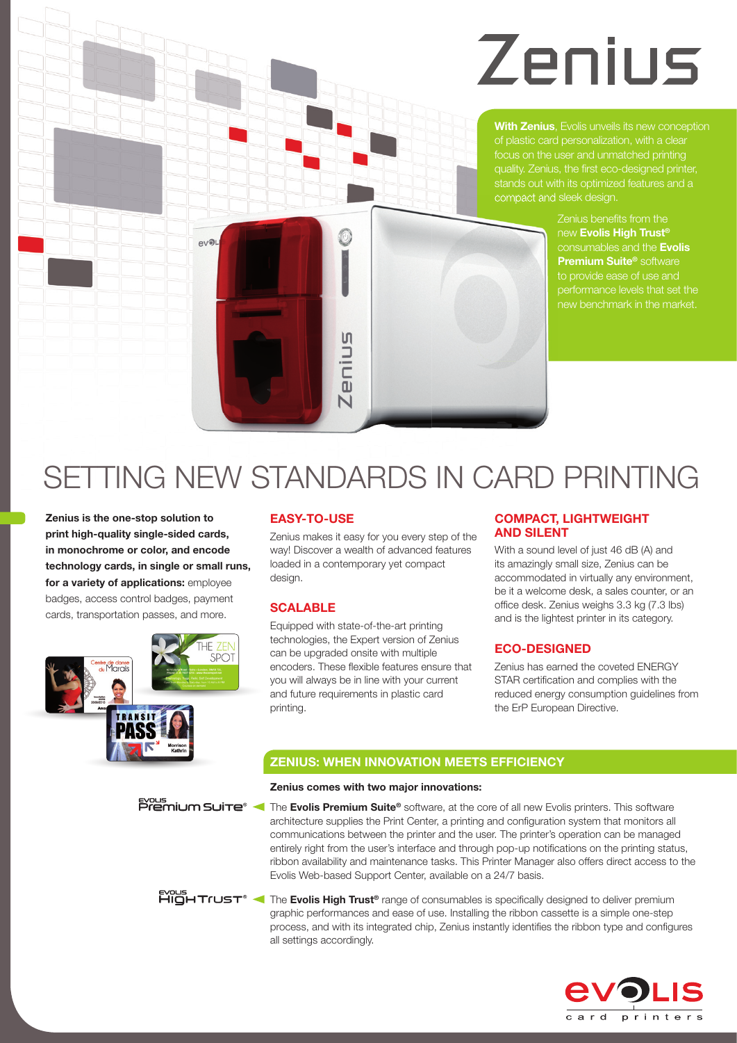# Zenius

**With Zenius**, Evolis unveils its new conception of plastic card personalization, with a clear focus on the user and unmatched printing quality. Zenius, the first eco-designed printer, stands out with its optimized features and a compact and sleek design.

Zenius benefits from the new **Evolis High Trust®** consumables and the **Evolis Premium Suite®** software to provide ease of use and performance levels that set the new benchmark in the market.

## SETTING NEW STANDARDS IN CARD PRINTING

**Zenius is the one-stop solution to print high-quality single-sided cards, in monochrome or color, and encode technology cards, in single or small runs, for a variety of applications:** employee badges, access control badges, payment cards, transportation passes, and more.

### EASY-TO-USE

Zenius makes it easy for you every step of the way! Discover a wealth of advanced features loaded in a contemporary yet compact design.

### SCALABLE

Equipped with state-of-the-art printing technologies, the Expert version of Zenius can be upgraded onsite with multiple encoders. These flexible features ensure that you will always be in line with your current and future requirements in plastic card printing.

### COMPACT, LIGHTWEIGHT AND SILENT

With a sound level of just 46 dB (A) and its amazingly small size, Zenius can be accommodated in virtually any environment, be it a welcome desk, a sales counter, or an office desk. Zenius weighs 3.3 kg (7.3 lbs) and is the lightest printer in its category.

### ECO-DESIGNED

Zenius has earned the coveted ENERGY STAR certification and complies with the reduced energy consumption guidelines from the ErP European Directive.

## ZENIUS: WHEN INNOVATION MEETS EFFICIENCY

**Zenius comes with two major innovations:**

Evolis Premium Suite® – The **Evolis Premium Suite®** software, at the core of all new Evolis printers. This software architecture supplies the Print Center, a printing and configuration system that monitors all communications between the printer and the user. The printer's operation can be managed entirely right from the user's interface and through pop-up notifications on the printing status, ribbon availability and maintenance tasks. This Printer Manager also offers direct access to the Evolis Web-based Support Center, available on a 24/7 basis.

Evolis High Trust® – The **Evolis High Trust®** range of consumables is specifically designed to deliver premium graphic performances and ease of use. Installing the ribbon cassette is a simple one-step process, and with its integrated chip, Zenius instantly identifies the ribbon type and configures all settings accordingly.

evolis card printers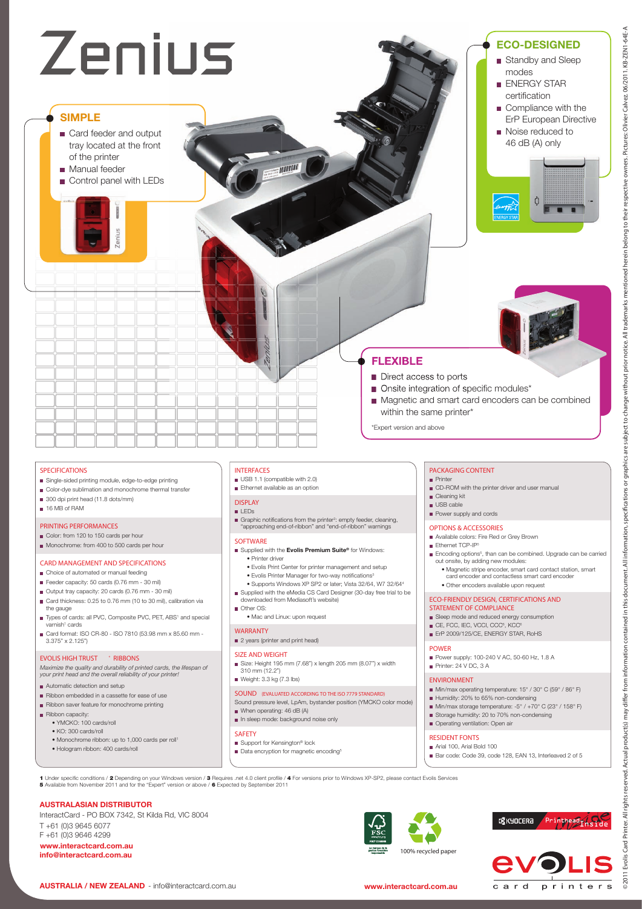# Zenius

## SIMPLE

- Card feeder and output tray located at the front of the printer
- Manual feeder
- Control panel with LEDs

## ECO-DESIGNED

- Standby and Sleep modes
- ENERGY STAR certification
- Compliance with the ErP European Directive
- Noise reduced to 46 dB (A) only

## FLEXIBLE

- Direct access to ports
- Onsite integration of specific modules*
- Magnetic and smart card encoders can be combined within the same printer*

*Expert version and above

### SPECIFICATIONS

- Single-sided printing module, edge-to-edge printing
- Color-dye sublimation and monochrome thermal transfer
- 300 dpi print head (11.8 dots/mm)
- 16 MB of RAM

### PRINTING PERFORMANCES

- Color: from 120 to 150 cards per hour
- Monochrome: from 400 to 500 cards per hour

### CARD MANAGEMENT AND SPECIFICATIONS

- Choice of automated or manual feeding
- Feeder capacity: 50 cards (0.76 mm - 30 mil)
- Output tray capacity: 20 cards (0.76 mm - 30 mil)
- Card thickness: 0.25 to 0.76 mm (10 to 30 mil), calibration via the gauge
- Types of cards: all PVC, Composite PVC, PET, ABS[1] and special varnish[1] cards
- Card format: ISO CR-80 - ISO 7810 (53.98 mm x 85.60 mm - 3.375" x 2.125")

### EVOLIS HIGH TRUST® RIBBONS

*Maximize the quality and durability of printed cards, the lifespan of your print head and the overall reliability of your printer!*

- Automatic detection and setup
- Ribbon embedded in a cassette for ease of use
- Ribbon saver feature for monochrome printing
- Ribbon capacity:
  - YMCKO: 100 cards/roll
  - KO: 300 cards/roll
  - Monochrome ribbon: up to 1,000 cards per roll[1]
  - Hologram ribbon: 400 cards/roll

### INTERFACES

- USB 1.1 (compatible with 2.0)
- Ethernet available as an option

### DISPLAY

- LEDs
- Graphic notifications from the printer[2]: empty feeder, cleaning, "approaching end-of-ribbon" and "end-of-ribbon" warnings

### SOFTWARE

- Supplied with the **Evolis Premium Suite®** for Windows:
  - Printer driver
  - Evolis Print Center for printer management and setup
  - Evolis Printer Manager for two-way notifications[3]
  - Supports Windows XP SP2 or later; Vista 32/64, W7 32/64[4]
- Supplied with the eMedia CS Card Designer (30-day free trial to be downloaded from Mediasoft's website)
- Other OS:
  - Mac and Linux: upon request

### WARRANTY

- 2 years (printer and print head)

### SIZE AND WEIGHT

- Size: Height 195 mm (7.68") x length 205 mm (8.07") x width 310 mm (12.2")
- Weight: 3.3 kg (7.3 lbs)

### SOUND (EVALUATED ACCORDING TO THE ISO 7779 STANDARD)

Sound pressure level, LpAm, bystander position (YMCKO color mode)

- When operating: 46 dB (A)
- In sleep mode: background noise only

### SAFETY

- Support for Kensington® lock
- Data encryption for magnetic encoding[5]

### PACKAGING CONTENT

- Printer
- CD-ROM with the printer driver and user manual
- Cleaning kit
- USB cable
- Power supply and cords

### OPTIONS & ACCESSORIES

- Available colors: Fire Red or Grey Brown
- Ethernet TCP-IP[5]
- Encoding options[5], than can be combined. Upgrade can be carried out onsite, by adding new modules:
  - Magnetic stripe encoder, smart card contact station, smart card encoder and contactless smart card encoder
  - Other encoders available upon request

### ECO-FRIENDLY DESIGN, CERTIFICATIONS AND STATEMENT OF COMPLIANCE

- Sleep mode and reduced energy consumption
- CE, FCC, IEC, VCCI, CCC[6], KCC[6]
- ErP 2009/125/CE, ENERGY STAR, RoHS

### POWER

- Power supply: 100-240 V AC, 50-60 Hz, 1.8 A
- Printer: 24 V DC, 3 A

### ENVIRONMENT

- Min/max operating temperature: 15° / 30° C (59° / 86° F)
- Humidity: 20% to 65% non-condensing
- Min/max storage temperature: -5° / +70° C (23° / 158° F)
- Storage humidity: 20 to 70% non-condensing
- Operating ventilation: Open air

### RESIDENT FONTS

- Arial 100, Arial Bold 100
- Bar code: Code 39, code 128, EAN 13, Interleaved 2 of 5

**1** Under specific conditions / **2** Depending on your Windows version / **3** Requires .net 4.0 client profile / **4** For versions prior to Windows XP-SP2, please contact Evolis Services
**5** Available from November 2011 and for the "Expert" version or above / **6** Expected by September 2011

**AUSTRALASIAN DISTRIBUTOR**
InteractCard - PO BOX 7342, St Kilda Rd, VIC 8004
T +61 (0)3 9645 6077
F +61 (0)3 9646 4299
**www.interactcard.com.au**
**info@interactcard.com.au**

100% recycled paper

KYOCERA Printhead Inside

evolis card printers

**AUSTRALIA / NEW ZEALAND** - info@interactcard.com.au **www.interactcard.com.au**

©2011 Evolis Card Printer. All rights reserved. Actual product(s) may differ from information contained in this document. All information, specifications or graphics are subject to change without prior notice. All trademarks mentioned herein belong to their respective owners. Pictures: Olivier Calvez. 06/2011. KB-ZEN1-64E-A